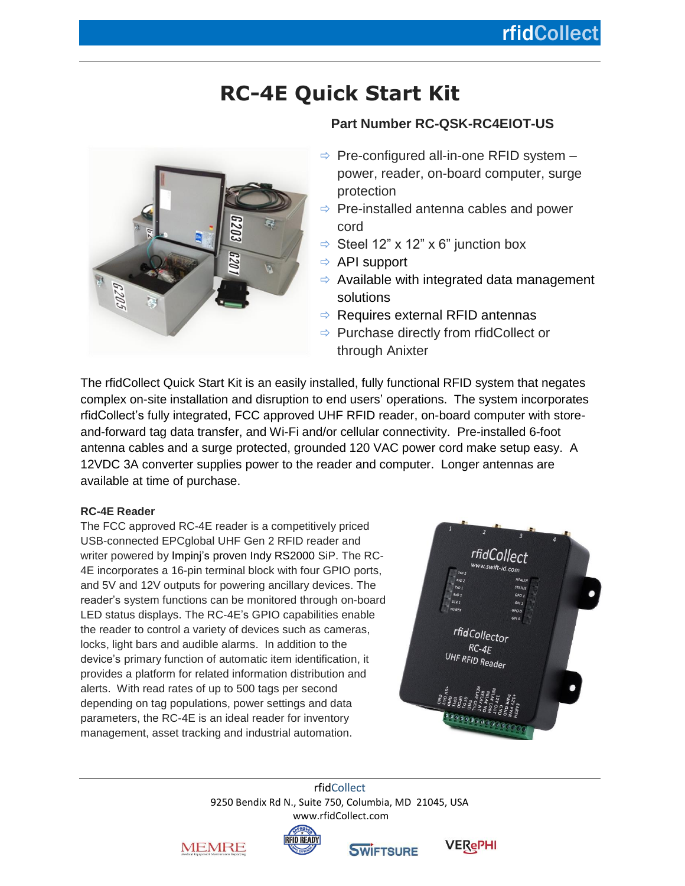# RC-4E Quick Start Kit

**Part Number RC-QSK-RC4EIOT-US**

- Pre-configured all-in-one RFID system – power, reader, on-board computer, surge protection
- Pre-installed antenna cables and power cord
- Steel 12" x 12" x 6" junction box
- API support
- Available with integrated data management solutions
- Requires external RFID antennas
- Purchase directly from rfidCollect or through Anixter

The rfidCollect Quick Start Kit is an easily installed, fully functional RFID system that negates complex on-site installation and disruption to end users' operations. The system incorporates rfidCollect's fully integrated, FCC approved UHF RFID reader, on-board computer with store-and-forward tag data transfer, and Wi-Fi and/or cellular connectivity. Pre-installed 6-foot antenna cables and a surge protected, grounded 120 VAC power cord make setup easy. A 12VDC 3A converter supplies power to the reader and computer. Longer antennas are available at time of purchase.

**RC-4E Reader**

The FCC approved RC-4E reader is a competitively priced USB-connected EPCglobal UHF Gen 2 RFID reader and writer powered by Impinj's proven Indy RS2000 SiP. The RC-4E incorporates a 16-pin terminal block with four GPIO ports, and 5V and 12V outputs for powering ancillary devices. The reader's system functions can be monitored through on-board LED status displays. The RC-4E's GPIO capabilities enable the reader to control a variety of devices such as cameras, locks, light bars and audible alarms. In addition to the device's primary function of automatic item identification, it provides a platform for related information distribution and alerts. With read rates of up to 500 tags per second depending on tag populations, power settings and data parameters, the RC-4E is an ideal reader for inventory management, asset tracking and industrial automation.

rfidCollect
9250 Bendix Rd N., Suite 750, Columbia, MD 21045, USA
www.rfidCollect.com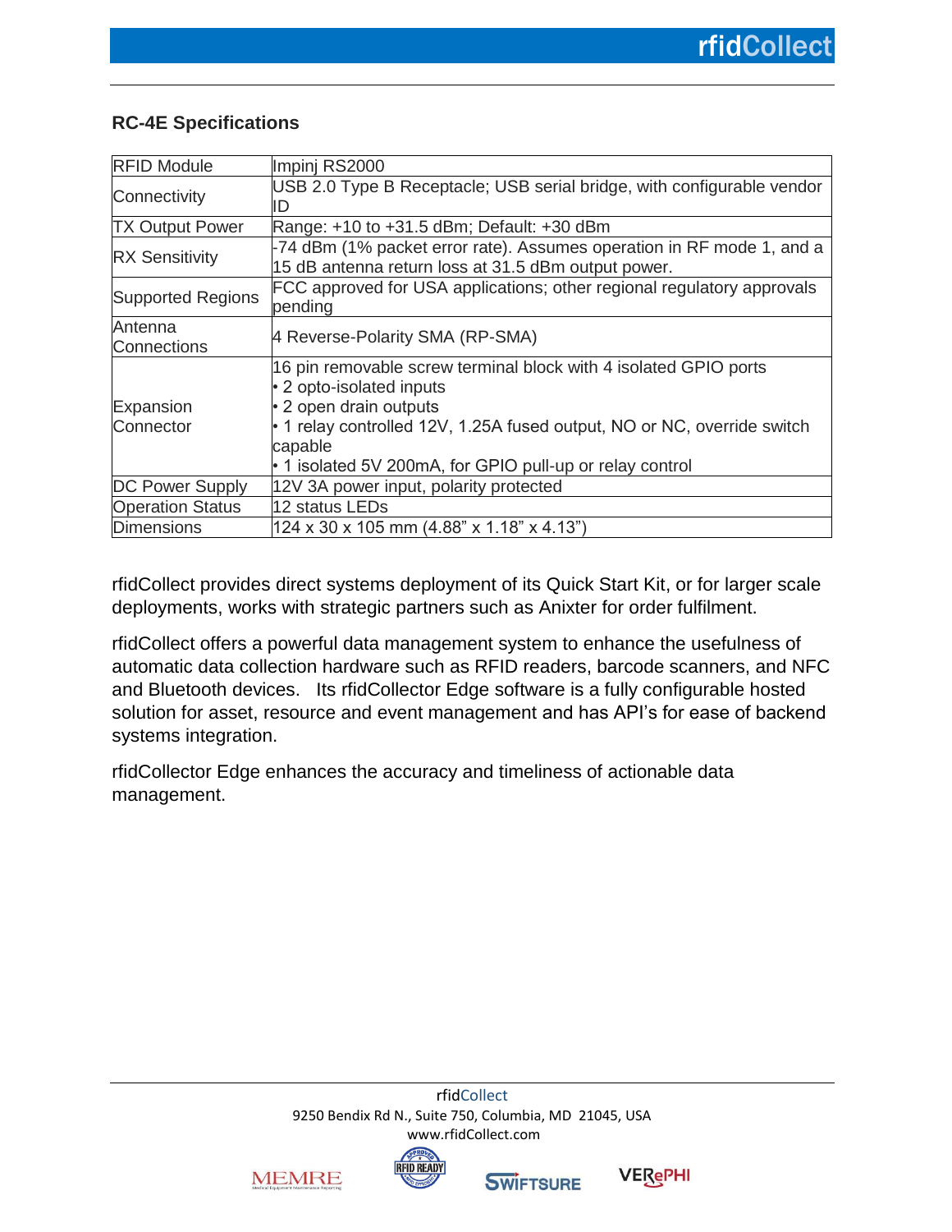## RC-4E Specifications

| | |
|---|---|
| RFID Module | Impinj RS2000 |
| Connectivity | USB 2.0 Type B Receptacle; USB serial bridge, with configurable vendor ID |
| TX Output Power | Range: +10 to +31.5 dBm; Default: +30 dBm |
| RX Sensitivity | -74 dBm (1% packet error rate). Assumes operation in RF mode 1, and a 15 dB antenna return loss at 31.5 dBm output power. |
| Supported Regions | FCC approved for USA applications; other regional regulatory approvals pending |
| Antenna Connections | 4 Reverse-Polarity SMA (RP-SMA) |
| Expansion Connector | 16 pin removable screw terminal block with 4 isolated GPIO ports<br>• 2 opto-isolated inputs<br>• 2 open drain outputs<br>• 1 relay controlled 12V, 1.25A fused output, NO or NC, override switch capable<br>• 1 isolated 5V 200mA, for GPIO pull-up or relay control |
| DC Power Supply | 12V 3A power input, polarity protected |
| Operation Status | 12 status LEDs |
| Dimensions | 124 x 30 x 105 mm (4.88" x 1.18" x 4.13") |

rfidCollect provides direct systems deployment of its Quick Start Kit, or for larger scale deployments, works with strategic partners such as Anixter for order fulfilment.

rfidCollect offers a powerful data management system to enhance the usefulness of automatic data collection hardware such as RFID readers, barcode scanners, and NFC and Bluetooth devices. Its rfidCollector Edge software is a fully configurable hosted solution for asset, resource and event management and has API's for ease of backend systems integration.

rfidCollector Edge enhances the accuracy and timeliness of actionable data management.